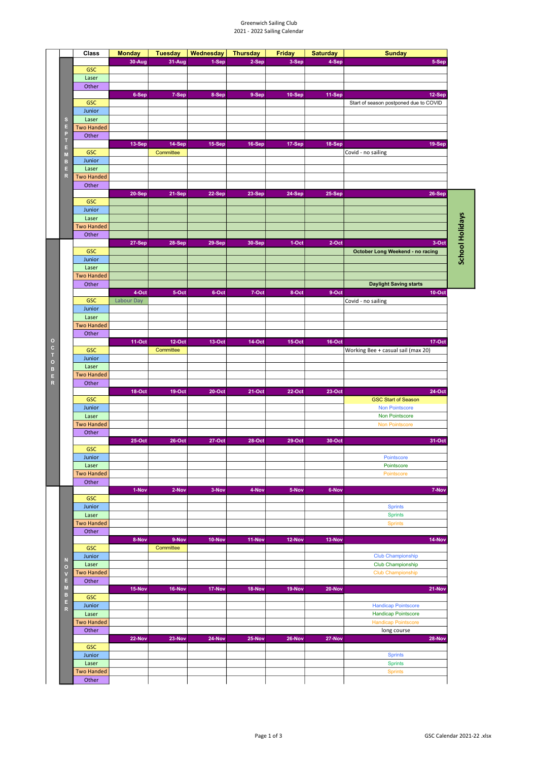Greenwich Sailing Club
2021 - 2022 Sailing Calendar

| Month | Class | Monday | Tuesday | Wednesday | Thursday | Friday | Saturday | Sunday |
|---|---|---|---|---|---|---|---|---|
| SEPTEMBER | | 30-Aug | 31-Aug | 1-Sep | 2-Sep | 3-Sep | 4-Sep | 5-Sep |
| | GSC | | | | | | | |
| | Laser | | | | | | | |
| | Other | | | | | | | |
| | | 6-Sep | 7-Sep | 8-Sep | 9-Sep | 10-Sep | 11-Sep | 12-Sep |
| | GSC | | | | | | | Start of season postponed due to COVID |
| | Junior | | | | | | | |
| | Laser | | | | | | | |
| | Two Handed | | | | | | | |
| | Other | | | | | | | |
| | | 13-Sep | 14-Sep | 15-Sep | 16-Sep | 17-Sep | 18-Sep | 19-Sep |
| | GSC | | Committee | | | | | Covid - no sailing |
| | Junior | | | | | | | |
| | Laser | | | | | | | |
| | Two Handed | | | | | | | |
| | Other | | | | | | | |
| | | 20-Sep | 21-Sep | 22-Sep | 23-Sep | 24-Sep | 25-Sep | 26-Sep |
| | GSC | | | | | | | |
| | Junior | | | | | | | |
| | Laser | | | | | | | |
| | Two Handed | | | | | | | |
| | Other | | | | | | | |
| OCTOBER | | 27-Sep | 28-Sep | 29-Sep | 30-Sep | 1-Oct | 2-Oct | 3-Oct |
| | GSC | | | | | | | **October Long Weekend - no racing** |
| | Junior | | | | | | | |
| | Laser | | | | | | | |
| | Two Handed | | | | | | | |
| | Other | | | | | | | **Daylight Saving starts** |
| | | 4-Oct | 5-Oct | 6-Oct | 7-Oct | 8-Oct | 9-Oct | 10-Oct |
| | GSC | Labour Day | | | | | | Covid - no sailing |
| | Junior | | | | | | | |
| | Laser | | | | | | | |
| | Two Handed | | | | | | | |
| | Other | | | | | | | |
| | | 11-Oct | 12-Oct | 13-Oct | 14-Oct | 15-Oct | 16-Oct | 17-Oct |
| | GSC | | Committee | | | | | Working Bee + casual sail (max 20) |
| | Junior | | | | | | | |
| | Laser | | | | | | | |
| | Two Handed | | | | | | | |
| | Other | | | | | | | |
| | | 18-Oct | 19-Oct | 20-Oct | 21-Oct | 22-Oct | 23-Oct | 24-Oct |
| | GSC | | | | | | | GSC Start of Season |
| | Junior | | | | | | | Non Pointscore |
| | Laser | | | | | | | Non Pointscore |
| | Two Handed | | | | | | | Non Pointscore |
| | Other | | | | | | | |
| | | 25-Oct | 26-Oct | 27-Oct | 28-Oct | 29-Oct | 30-Oct | 31-Oct |
| | GSC | | | | | | | |
| | Junior | | | | | | | Pointscore |
| | Laser | | | | | | | Pointscore |
| | Two Handed | | | | | | | Pointscore |
| | Other | | | | | | | |
| NOVEMBER | | 1-Nov | 2-Nov | 3-Nov | 4-Nov | 5-Nov | 6-Nov | 7-Nov |
| | GSC | | | | | | | |
| | Junior | | | | | | | Sprints |
| | Laser | | | | | | | Sprints |
| | Two Handed | | | | | | | Sprints |
| | Other | | | | | | | |
| | | 8-Nov | 9-Nov | 10-Nov | 11-Nov | 12-Nov | 13-Nov | 14-Nov |
| | GSC | | Committee | | | | | |
| | Junior | | | | | | | Club Championship |
| | Laser | | | | | | | Club Championship |
| | Two Handed | | | | | | | Club Championship |
| | Other | | | | | | | |
| | | 15-Nov | 16-Nov | 17-Nov | 18-Nov | 19-Nov | 20-Nov | 21-Nov |
| | GSC | | | | | | | |
| | Junior | | | | | | | Handicap Pointscore |
| | Laser | | | | | | | Handicap Pointscore |
| | Two Handed | | | | | | | Handicap Pointscore |
| | Other | | | | | | | long course |
| | | 22-Nov | 23-Nov | 24-Nov | 25-Nov | 26-Nov | 27-Nov | 28-Nov |
| | GSC | | | | | | | |
| | Junior | | | | | | | Sprints |
| | Laser | | | | | | | Sprints |
| | Two Handed | | | | | | | Sprints |
| | Other | | | | | | | |

School Holidays: 20-Sep to 3-Oct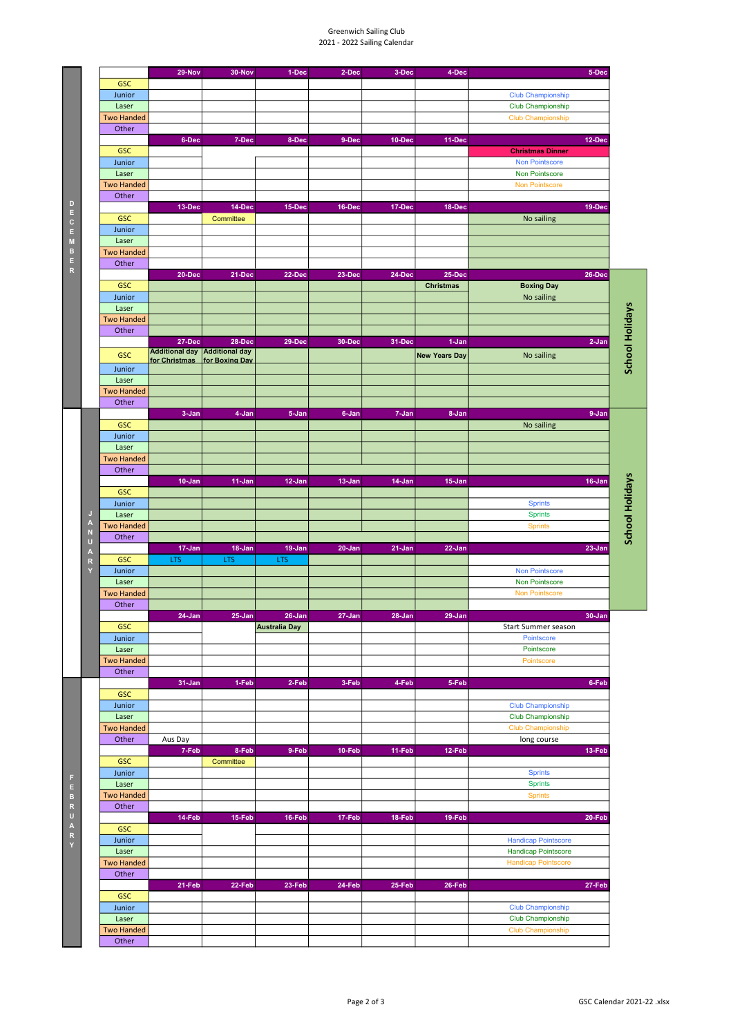Greenwich Sailing Club
2021 - 2022 Sailing Calendar

## December

| | 29-Nov | 30-Nov | 1-Dec | 2-Dec | 3-Dec | 4-Dec | 5-Dec |
|---|---|---|---|---|---|---|---|
| GSC | | | | | | | |
| Junior | | | | | | | Club Championship |
| Laser | | | | | | | Club Championship |
| Two Handed | | | | | | | Club Championship |
| Other | | | | | | | |

| | 6-Dec | 7-Dec | 8-Dec | 9-Dec | 10-Dec | 11-Dec | 12-Dec |
|---|---|---|---|---|---|---|---|
| GSC | | | | | | | Christmas Dinner |
| Junior | | | | | | | Non Pointscore |
| Laser | | | | | | | Non Pointscore |
| Two Handed | | | | | | | Non Pointscore |
| Other | | | | | | | |

| | 13-Dec | 14-Dec | 15-Dec | 16-Dec | 17-Dec | 18-Dec | 19-Dec |
|---|---|---|---|---|---|---|---|
| GSC | | Committee | | | | | No sailing |
| Junior | | | | | | | |
| Laser | | | | | | | |
| Two Handed | | | | | | | |
| Other | | | | | | | |

School Holidays (20-Dec to 2-Jan)

| | 20-Dec | 21-Dec | 22-Dec | 23-Dec | 24-Dec | 25-Dec | 26-Dec |
|---|---|---|---|---|---|---|---|
| GSC | | | | | | Christmas | Boxing Day |
| Junior | | | | | | | No sailing |
| Laser | | | | | | | |
| Two Handed | | | | | | | |
| Other | | | | | | | |

| | 27-Dec | 28-Dec | 29-Dec | 30-Dec | 31-Dec | 1-Jan | 2-Jan |
|---|---|---|---|---|---|---|---|
| GSC | Additional day for Christmas | Additional day for Boxing Day | | | | New Years Day | No sailing |
| Junior | | | | | | | |
| Laser | | | | | | | |
| Two Handed | | | | | | | |
| Other | | | | | | | |

## January

School Holidays (3-Jan to 23-Jan)

| | 3-Jan | 4-Jan | 5-Jan | 6-Jan | 7-Jan | 8-Jan | 9-Jan |
|---|---|---|---|---|---|---|---|
| GSC | | | | | | | No sailing |
| Junior | | | | | | | |
| Laser | | | | | | | |
| Two Handed | | | | | | | |
| Other | | | | | | | |

| | 10-Jan | 11-Jan | 12-Jan | 13-Jan | 14-Jan | 15-Jan | 16-Jan |
|---|---|---|---|---|---|---|---|
| GSC | | | | | | | |
| Junior | | | | | | | Sprints |
| Laser | | | | | | | Sprints |
| Two Handed | | | | | | | Sprints |
| Other | | | | | | | |

| | 17-Jan | 18-Jan | 19-Jan | 20-Jan | 21-Jan | 22-Jan | 23-Jan |
|---|---|---|---|---|---|---|---|
| GSC | LTS | LTS | LTS | | | | |
| Junior | | | | | | | Non Pointscore |
| Laser | | | | | | | Non Pointscore |
| Two Handed | | | | | | | Non Pointscore |
| Other | | | | | | | |

| | 24-Jan | 25-Jan | 26-Jan | 27-Jan | 28-Jan | 29-Jan | 30-Jan |
|---|---|---|---|---|---|---|---|
| GSC | | | Australia Day | | | | Start Summer season |
| Junior | | | | | | | Pointscore |
| Laser | | | | | | | Pointscore |
| Two Handed | | | | | | | Pointscore |
| Other | | | | | | | |

## February

| | 31-Jan | 1-Feb | 2-Feb | 3-Feb | 4-Feb | 5-Feb | 6-Feb |
|---|---|---|---|---|---|---|---|
| GSC | | | | | | | |
| Junior | | | | | | | Club Championship |
| Laser | | | | | | | Club Championship |
| Two Handed | | | | | | | Club Championship |
| Other | Aus Day | | | | | | long course |

| | 7-Feb | 8-Feb | 9-Feb | 10-Feb | 11-Feb | 12-Feb | 13-Feb |
|---|---|---|---|---|---|---|---|
| GSC | | Committee | | | | | |
| Junior | | | | | | | Sprints |
| Laser | | | | | | | Sprints |
| Two Handed | | | | | | | Sprints |
| Other | | | | | | | |

| | 14-Feb | 15-Feb | 16-Feb | 17-Feb | 18-Feb | 19-Feb | 20-Feb |
|---|---|---|---|---|---|---|---|
| GSC | | | | | | | |
| Junior | | | | | | | Handicap Pointscore |
| Laser | | | | | | | Handicap Pointscore |
| Two Handed | | | | | | | Handicap Pointscore |
| Other | | | | | | | |

| | 21-Feb | 22-Feb | 23-Feb | 24-Feb | 25-Feb | 26-Feb | 27-Feb |
|---|---|---|---|---|---|---|---|
| GSC | | | | | | | |
| Junior | | | | | | | Club Championship |
| Laser | | | | | | | Club Championship |
| Two Handed | | | | | | | Club Championship |
| Other | | | | | | | |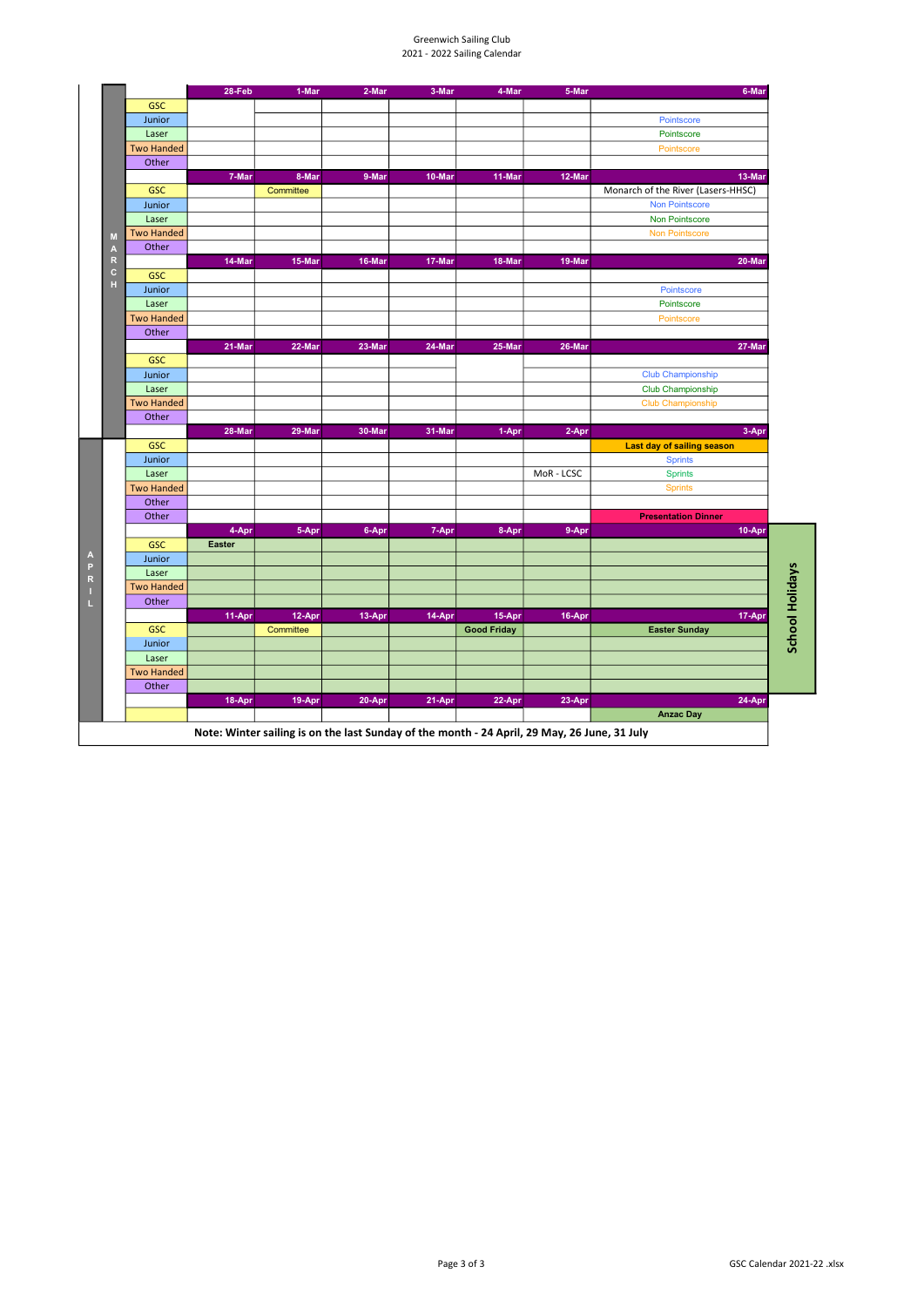Greenwich Sailing Club
2021 - 2022 Sailing Calendar

| Month | Category | 28-Feb | 1-Mar | 2-Mar | 3-Mar | 4-Mar | 5-Mar | 6-Mar |
|---|---|---|---|---|---|---|---|---|
| MARCH | GSC | | | | | | | |
| | Junior | | | | | | | Pointscore |
| | Laser | | | | | | | Pointscore |
| | Two Handed | | | | | | | Pointscore |
| | Other | | | | | | | |
| | | **7-Mar** | **8-Mar** | **9-Mar** | **10-Mar** | **11-Mar** | **12-Mar** | **13-Mar** |
| | GSC | | Committee | | | | | Monarch of the River (Lasers-HHSC) |
| | Junior | | | | | | | Non Pointscore |
| | Laser | | | | | | | Non Pointscore |
| | Two Handed | | | | | | | Non Pointscore |
| | Other | | | | | | | |
| | | **14-Mar** | **15-Mar** | **16-Mar** | **17-Mar** | **18-Mar** | **19-Mar** | **20-Mar** |
| | GSC | | | | | | | |
| | Junior | | | | | | | Pointscore |
| | Laser | | | | | | | Pointscore |
| | Two Handed | | | | | | | Pointscore |
| | Other | | | | | | | |
| | | **21-Mar** | **22-Mar** | **23-Mar** | **24-Mar** | **25-Mar** | **26-Mar** | **27-Mar** |
| | GSC | | | | | | | |
| | Junior | | | | | | | Club Championship |
| | Laser | | | | | | | Club Championship |
| | Two Handed | | | | | | | Club Championship |
| | Other | | | | | | | |
| | | **28-Mar** | **29-Mar** | **30-Mar** | **31-Mar** | **1-Apr** | **2-Apr** | **3-Apr** |
| APRIL | GSC | | | | | | | **Last day of sailing season** |
| | Junior | | | | | | | Sprints |
| | Laser | | | | | | MoR - LCSC | Sprints |
| | Two Handed | | | | | | | Sprints |
| | Other | | | | | | | |
| | Other | | | | | | | **Presentation Dinner** |
| | | **4-Apr** | **5-Apr** | **6-Apr** | **7-Apr** | **8-Apr** | **9-Apr** | **10-Apr** |
| | GSC | **Easter** | | | | | | |
| | Junior | | | | | | | |
| | Laser | | | | | | | |
| | Two Handed | | | | | | | |
| | Other | | | | | | | |
| | | **11-Apr** | **12-Apr** | **13-Apr** | **14-Apr** | **15-Apr** | **16-Apr** | **17-Apr** |
| | GSC | | Committee | | | **Good Friday** | | **Easter Sunday** |
| | Junior | | | | | | | |
| | Laser | | | | | | | |
| | Two Handed | | | | | | | |
| | Other | | | | | | | |
| | | **18-Apr** | **19-Apr** | **20-Apr** | **21-Apr** | **22-Apr** | **23-Apr** | **24-Apr** |
| | | | | | | | | **Anzac Day** |

School Holidays (4-Apr to 17-Apr)

**Note: Winter sailing is on the last Sunday of the month - 24 April, 29 May, 26 June, 31 July**